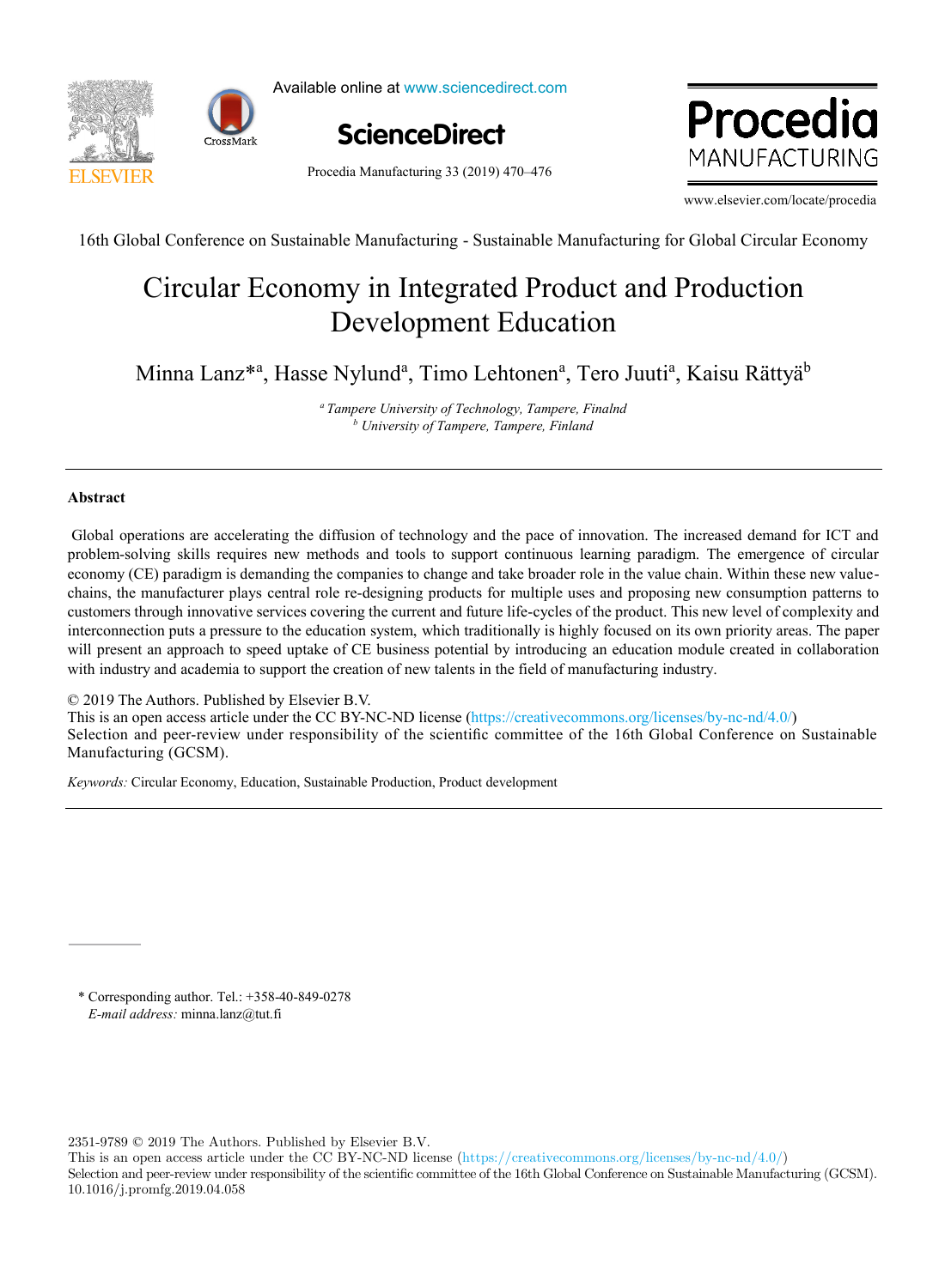16th Global Conference on Sustainable Manufacturing - Sustainable Manufacturing for Global Circular Economy

# Circular Economy in Integrated Product and Production Development Education

Minna Lanz*[a], Hasse Nylund[a], Timo Lehtonen[a], Tero Juuti[a], Kaisu Rättyä[b]

[a] *Tampere University of Technology, Tampere, Finalnd*
[b] *University of Tampere, Tampere, Finland*

---

## Abstract

Global operations are accelerating the diffusion of technology and the pace of innovation. The increased demand for ICT and problem-solving skills requires new methods and tools to support continuous learning paradigm. The emergence of circular economy (CE) paradigm is demanding the companies to change and take broader role in the value chain. Within these new value-chains, the manufacturer plays central role re-designing products for multiple uses and proposing new consumption patterns to customers through innovative services covering the current and future life-cycles of the product. This new level of complexity and interconnection puts a pressure to the education system, which traditionally is highly focused on its own priority areas. The paper will present an approach to speed uptake of CE business potential by introducing an education module created in collaboration with industry and academia to support the creation of new talents in the field of manufacturing industry.

© 2019 The Authors. Published by Elsevier B.V.
This is an open access article under the CC BY-NC-ND license (https://creativecommons.org/licenses/by-nc-nd/4.0/)
Selection and peer-review under responsibility of the scientific committee of the 16th Global Conference on Sustainable Manufacturing (GCSM).

*Keywords:* Circular Economy, Education, Sustainable Production, Product development

---

\* Corresponding author. Tel.: +358-40-849-0278
*E-mail address:* minna.lanz@tut.fi

2351-9789 © 2019 The Authors. Published by Elsevier B.V.
This is an open access article under the CC BY-NC-ND license (https://creativecommons.org/licenses/by-nc-nd/4.0/)
Selection and peer-review under responsibility of the scientific committee of the 16th Global Conference on Sustainable Manufacturing (GCSM).
10.1016/j.promfg.2019.04.058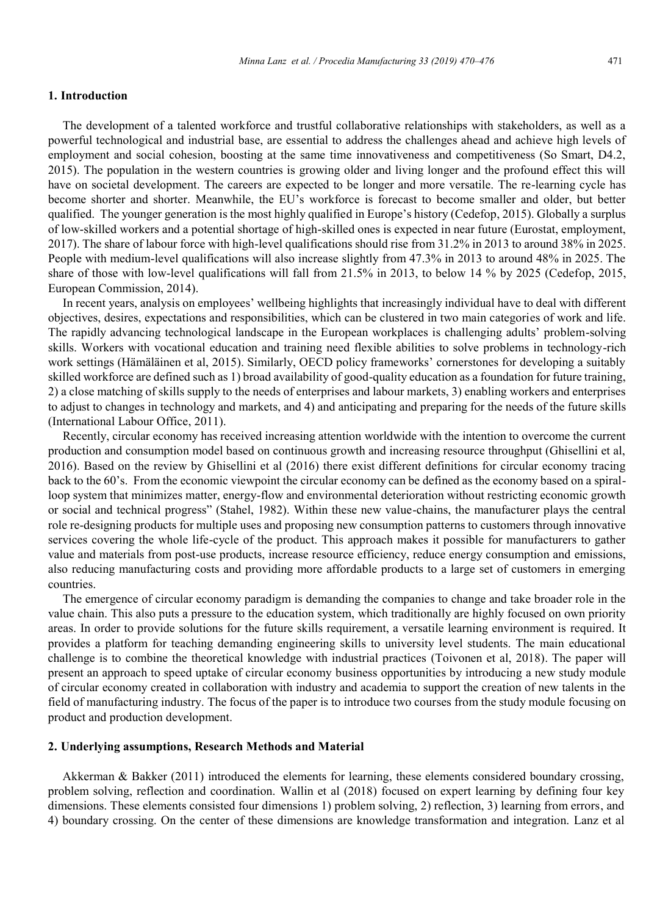## 1. Introduction

The development of a talented workforce and trustful collaborative relationships with stakeholders, as well as a powerful technological and industrial base, are essential to address the challenges ahead and achieve high levels of employment and social cohesion, boosting at the same time innovativeness and competitiveness (So Smart, D4.2, 2015). The population in the western countries is growing older and living longer and the profound effect this will have on societal development. The careers are expected to be longer and more versatile. The re-learning cycle has become shorter and shorter. Meanwhile, the EU's workforce is forecast to become smaller and older, but better qualified. The younger generation is the most highly qualified in Europe's history (Cedefop, 2015). Globally a surplus of low-skilled workers and a potential shortage of high-skilled ones is expected in near future (Eurostat, employment, 2017). The share of labour force with high-level qualifications should rise from 31.2% in 2013 to around 38% in 2025. People with medium-level qualifications will also increase slightly from 47.3% in 2013 to around 48% in 2025. The share of those with low-level qualifications will fall from 21.5% in 2013, to below 14 % by 2025 (Cedefop, 2015, European Commission, 2014).

In recent years, analysis on employees' wellbeing highlights that increasingly individual have to deal with different objectives, desires, expectations and responsibilities, which can be clustered in two main categories of work and life. The rapidly advancing technological landscape in the European workplaces is challenging adults' problem-solving skills. Workers with vocational education and training need flexible abilities to solve problems in technology-rich work settings (Hämäläinen et al, 2015). Similarly, OECD policy frameworks' cornerstones for developing a suitably skilled workforce are defined such as 1) broad availability of good-quality education as a foundation for future training, 2) a close matching of skills supply to the needs of enterprises and labour markets, 3) enabling workers and enterprises to adjust to changes in technology and markets, and 4) and anticipating and preparing for the needs of the future skills (International Labour Office, 2011).

Recently, circular economy has received increasing attention worldwide with the intention to overcome the current production and consumption model based on continuous growth and increasing resource throughput (Ghisellini et al, 2016). Based on the review by Ghisellini et al (2016) there exist different definitions for circular economy tracing back to the 60's. From the economic viewpoint the circular economy can be defined as the economy based on a spiral-loop system that minimizes matter, energy-flow and environmental deterioration without restricting economic growth or social and technical progress" (Stahel, 1982). Within these new value-chains, the manufacturer plays the central role re-designing products for multiple uses and proposing new consumption patterns to customers through innovative services covering the whole life-cycle of the product. This approach makes it possible for manufacturers to gather value and materials from post-use products, increase resource efficiency, reduce energy consumption and emissions, also reducing manufacturing costs and providing more affordable products to a large set of customers in emerging countries.

The emergence of circular economy paradigm is demanding the companies to change and take broader role in the value chain. This also puts a pressure to the education system, which traditionally are highly focused on own priority areas. In order to provide solutions for the future skills requirement, a versatile learning environment is required. It provides a platform for teaching demanding engineering skills to university level students. The main educational challenge is to combine the theoretical knowledge with industrial practices (Toivonen et al, 2018). The paper will present an approach to speed uptake of circular economy business opportunities by introducing a new study module of circular economy created in collaboration with industry and academia to support the creation of new talents in the field of manufacturing industry. The focus of the paper is to introduce two courses from the study module focusing on product and production development.

## 2. Underlying assumptions, Research Methods and Material

Akkerman & Bakker (2011) introduced the elements for learning, these elements considered boundary crossing, problem solving, reflection and coordination. Wallin et al (2018) focused on expert learning by defining four key dimensions. These elements consisted four dimensions 1) problem solving, 2) reflection, 3) learning from errors, and 4) boundary crossing. On the center of these dimensions are knowledge transformation and integration. Lanz et al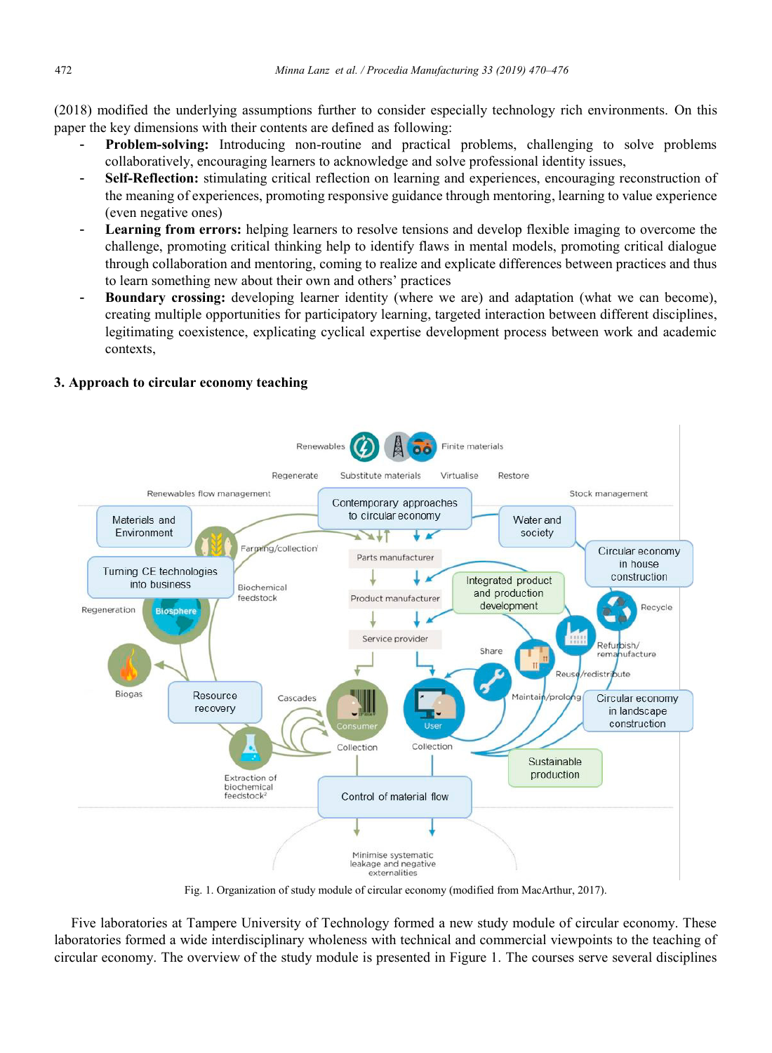(2018) modified the underlying assumptions further to consider especially technology rich environments. On this paper the key dimensions with their contents are defined as following:

- **Problem-solving:** Introducing non-routine and practical problems, challenging to solve problems collaboratively, encouraging learners to acknowledge and solve professional identity issues,
- **Self-Reflection:** stimulating critical reflection on learning and experiences, encouraging reconstruction of the meaning of experiences, promoting responsive guidance through mentoring, learning to value experience (even negative ones)
- **Learning from errors:** helping learners to resolve tensions and develop flexible imaging to overcome the challenge, promoting critical thinking help to identify flaws in mental models, promoting critical dialogue through collaboration and mentoring, coming to realize and explicate differences between practices and thus to learn something new about their own and others' practices
- **Boundary crossing:** developing learner identity (where we are) and adaptation (what we can become), creating multiple opportunities for participatory learning, targeted interaction between different disciplines, legitimating coexistence, explicating cyclical expertise development process between work and academic contexts,

## 3. Approach to circular economy teaching

Fig. 1. Organization of study module of circular economy (modified from MacArthur, 2017).

Five laboratories at Tampere University of Technology formed a new study module of circular economy. These laboratories formed a wide interdisciplinary wholeness with technical and commercial viewpoints to the teaching of circular economy. The overview of the study module is presented in Figure 1. The courses serve several disciplines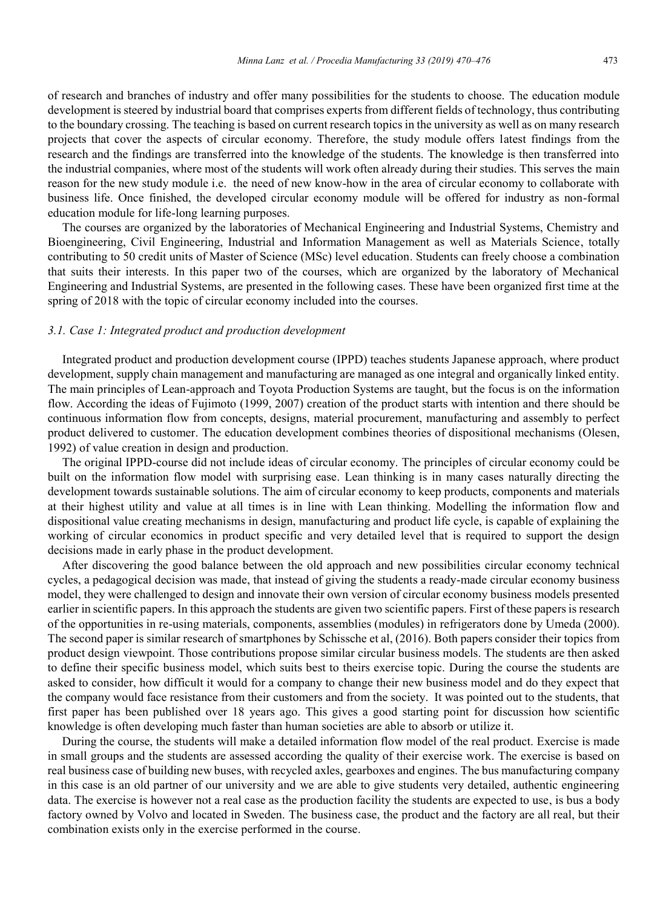of research and branches of industry and offer many possibilities for the students to choose. The education module development is steered by industrial board that comprises experts from different fields of technology, thus contributing to the boundary crossing. The teaching is based on current research topics in the university as well as on many research projects that cover the aspects of circular economy. Therefore, the study module offers latest findings from the research and the findings are transferred into the knowledge of the students. The knowledge is then transferred into the industrial companies, where most of the students will work often already during their studies. This serves the main reason for the new study module i.e. the need of new know-how in the area of circular economy to collaborate with business life. Once finished, the developed circular economy module will be offered for industry as non-formal education module for life-long learning purposes.

The courses are organized by the laboratories of Mechanical Engineering and Industrial Systems, Chemistry and Bioengineering, Civil Engineering, Industrial and Information Management as well as Materials Science, totally contributing to 50 credit units of Master of Science (MSc) level education. Students can freely choose a combination that suits their interests. In this paper two of the courses, which are organized by the laboratory of Mechanical Engineering and Industrial Systems, are presented in the following cases. These have been organized first time at the spring of 2018 with the topic of circular economy included into the courses.

### *3.1. Case 1: Integrated product and production development*

Integrated product and production development course (IPPD) teaches students Japanese approach, where product development, supply chain management and manufacturing are managed as one integral and organically linked entity. The main principles of Lean-approach and Toyota Production Systems are taught, but the focus is on the information flow. According the ideas of Fujimoto (1999, 2007) creation of the product starts with intention and there should be continuous information flow from concepts, designs, material procurement, manufacturing and assembly to perfect product delivered to customer. The education development combines theories of dispositional mechanisms (Olesen, 1992) of value creation in design and production.

The original IPPD-course did not include ideas of circular economy. The principles of circular economy could be built on the information flow model with surprising ease. Lean thinking is in many cases naturally directing the development towards sustainable solutions. The aim of circular economy to keep products, components and materials at their highest utility and value at all times is in line with Lean thinking. Modelling the information flow and dispositional value creating mechanisms in design, manufacturing and product life cycle, is capable of explaining the working of circular economics in product specific and very detailed level that is required to support the design decisions made in early phase in the product development.

After discovering the good balance between the old approach and new possibilities circular economy technical cycles, a pedagogical decision was made, that instead of giving the students a ready-made circular economy business model, they were challenged to design and innovate their own version of circular economy business models presented earlier in scientific papers. In this approach the students are given two scientific papers. First of these papers is research of the opportunities in re-using materials, components, assemblies (modules) in refrigerators done by Umeda (2000). The second paper is similar research of smartphones by Schissche et al, (2016). Both papers consider their topics from product design viewpoint. Those contributions propose similar circular business models. The students are then asked to define their specific business model, which suits best to theirs exercise topic. During the course the students are asked to consider, how difficult it would for a company to change their new business model and do they expect that the company would face resistance from their customers and from the society. It was pointed out to the students, that first paper has been published over 18 years ago. This gives a good starting point for discussion how scientific knowledge is often developing much faster than human societies are able to absorb or utilize it.

During the course, the students will make a detailed information flow model of the real product. Exercise is made in small groups and the students are assessed according the quality of their exercise work. The exercise is based on real business case of building new buses, with recycled axles, gearboxes and engines. The bus manufacturing company in this case is an old partner of our university and we are able to give students very detailed, authentic engineering data. The exercise is however not a real case as the production facility the students are expected to use, is bus a body factory owned by Volvo and located in Sweden. The business case, the product and the factory are all real, but their combination exists only in the exercise performed in the course.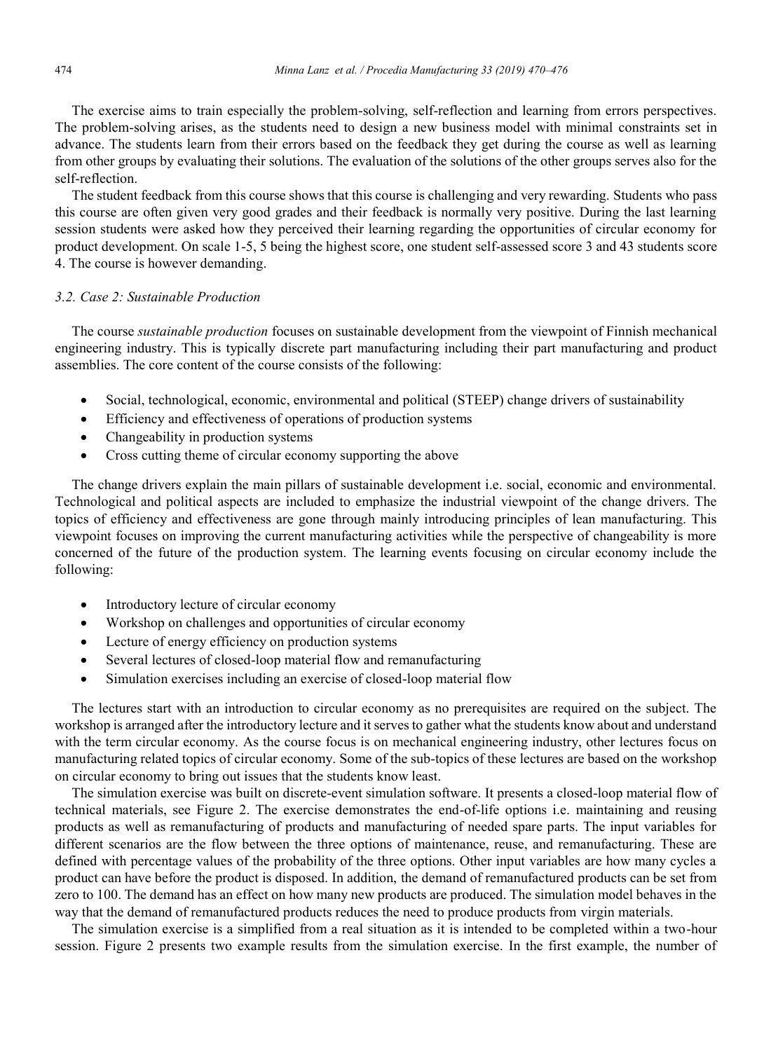The exercise aims to train especially the problem-solving, self-reflection and learning from errors perspectives. The problem-solving arises, as the students need to design a new business model with minimal constraints set in advance. The students learn from their errors based on the feedback they get during the course as well as learning from other groups by evaluating their solutions. The evaluation of the solutions of the other groups serves also for the self-reflection.

The student feedback from this course shows that this course is challenging and very rewarding. Students who pass this course are often given very good grades and their feedback is normally very positive. During the last learning session students were asked how they perceived their learning regarding the opportunities of circular economy for product development. On scale 1-5, 5 being the highest score, one student self-assessed score 3 and 43 students score 4. The course is however demanding.

### 3.2. Case 2: Sustainable Production

The course *sustainable production* focuses on sustainable development from the viewpoint of Finnish mechanical engineering industry. This is typically discrete part manufacturing including their part manufacturing and product assemblies. The core content of the course consists of the following:

- Social, technological, economic, environmental and political (STEEP) change drivers of sustainability
- Efficiency and effectiveness of operations of production systems
- Changeability in production systems
- Cross cutting theme of circular economy supporting the above

The change drivers explain the main pillars of sustainable development i.e. social, economic and environmental. Technological and political aspects are included to emphasize the industrial viewpoint of the change drivers. The topics of efficiency and effectiveness are gone through mainly introducing principles of lean manufacturing. This viewpoint focuses on improving the current manufacturing activities while the perspective of changeability is more concerned of the future of the production system. The learning events focusing on circular economy include the following:

- Introductory lecture of circular economy
- Workshop on challenges and opportunities of circular economy
- Lecture of energy efficiency on production systems
- Several lectures of closed-loop material flow and remanufacturing
- Simulation exercises including an exercise of closed-loop material flow

The lectures start with an introduction to circular economy as no prerequisites are required on the subject. The workshop is arranged after the introductory lecture and it serves to gather what the students know about and understand with the term circular economy. As the course focus is on mechanical engineering industry, other lectures focus on manufacturing related topics of circular economy. Some of the sub-topics of these lectures are based on the workshop on circular economy to bring out issues that the students know least.

The simulation exercise was built on discrete-event simulation software. It presents a closed-loop material flow of technical materials, see Figure 2. The exercise demonstrates the end-of-life options i.e. maintaining and reusing products as well as remanufacturing of products and manufacturing of needed spare parts. The input variables for different scenarios are the flow between the three options of maintenance, reuse, and remanufacturing. These are defined with percentage values of the probability of the three options. Other input variables are how many cycles a product can have before the product is disposed. In addition, the demand of remanufactured products can be set from zero to 100. The demand has an effect on how many new products are produced. The simulation model behaves in the way that the demand of remanufactured products reduces the need to produce products from virgin materials.

The simulation exercise is a simplified from a real situation as it is intended to be completed within a two-hour session. Figure 2 presents two example results from the simulation exercise. In the first example, the number of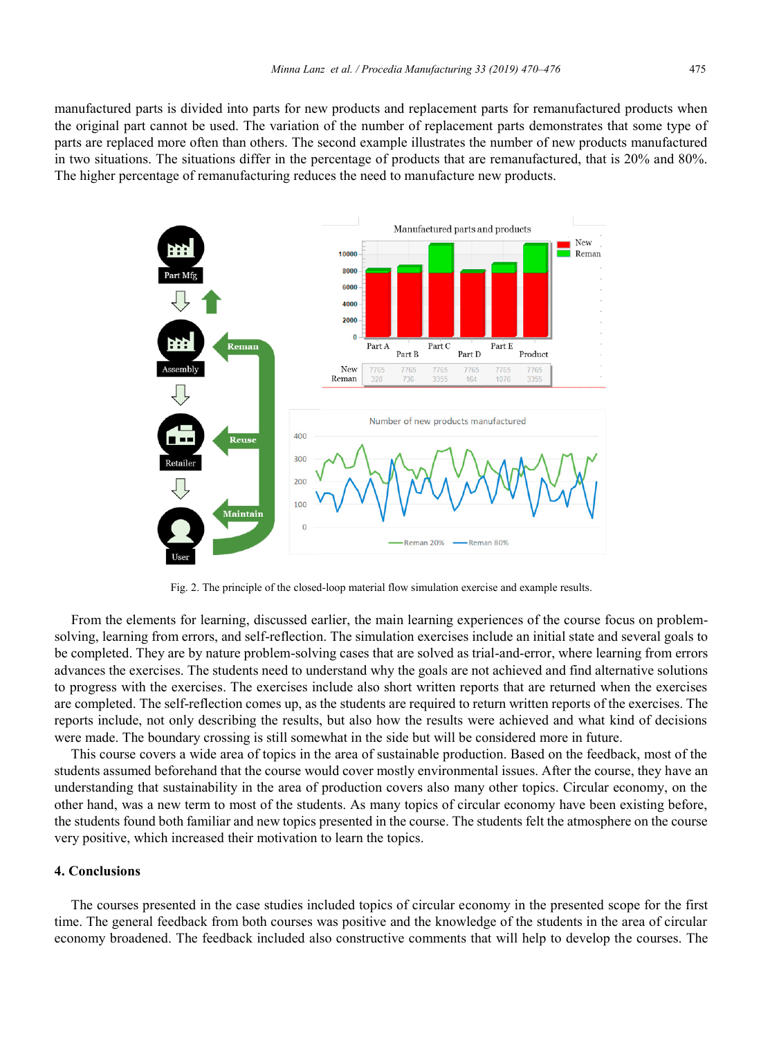manufactured parts is divided into parts for new products and replacement parts for remanufactured products when the original part cannot be used. The variation of the number of replacement parts demonstrates that some type of parts are replaced more often than others. The second example illustrates the number of new products manufactured in two situations. The situations differ in the percentage of products that are remanufactured, that is 20% and 80%. The higher percentage of remanufacturing reduces the need to manufacture new products.

Fig. 2. The principle of the closed-loop material flow simulation exercise and example results.

From the elements for learning, discussed earlier, the main learning experiences of the course focus on problem-solving, learning from errors, and self-reflection. The simulation exercises include an initial state and several goals to be completed. They are by nature problem-solving cases that are solved as trial-and-error, where learning from errors advances the exercises. The students need to understand why the goals are not achieved and find alternative solutions to progress with the exercises. The exercises include also short written reports that are returned when the exercises are completed. The self-reflection comes up, as the students are required to return written reports of the exercises. The reports include, not only describing the results, but also how the results were achieved and what kind of decisions were made. The boundary crossing is still somewhat in the side but will be considered more in future.

This course covers a wide area of topics in the area of sustainable production. Based on the feedback, most of the students assumed beforehand that the course would cover mostly environmental issues. After the course, they have an understanding that sustainability in the area of production covers also many other topics. Circular economy, on the other hand, was a new term to most of the students. As many topics of circular economy have been existing before, the students found both familiar and new topics presented in the course. The students felt the atmosphere on the course very positive, which increased their motivation to learn the topics.

## 4. Conclusions

The courses presented in the case studies included topics of circular economy in the presented scope for the first time. The general feedback from both courses was positive and the knowledge of the students in the area of circular economy broadened. The feedback included also constructive comments that will help to develop the courses. The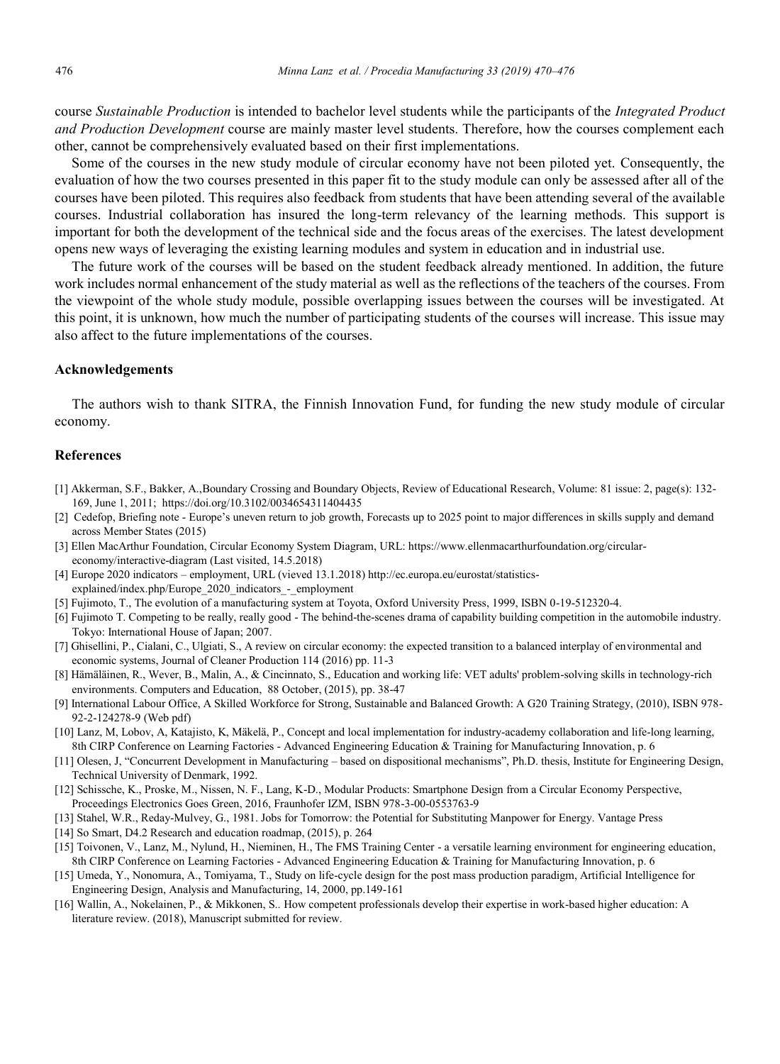course *Sustainable Production* is intended to bachelor level students while the participants of the *Integrated Product and Production Development* course are mainly master level students. Therefore, how the courses complement each other, cannot be comprehensively evaluated based on their first implementations.

Some of the courses in the new study module of circular economy have not been piloted yet. Consequently, the evaluation of how the two courses presented in this paper fit to the study module can only be assessed after all of the courses have been piloted. This requires also feedback from students that have been attending several of the available courses. Industrial collaboration has insured the long-term relevancy of the learning methods. This support is important for both the development of the technical side and the focus areas of the exercises. The latest development opens new ways of leveraging the existing learning modules and system in education and in industrial use.

The future work of the courses will be based on the student feedback already mentioned. In addition, the future work includes normal enhancement of the study material as well as the reflections of the teachers of the courses. From the viewpoint of the whole study module, possible overlapping issues between the courses will be investigated. At this point, it is unknown, how much the number of participating students of the courses will increase. This issue may also affect to the future implementations of the courses.

## Acknowledgements

The authors wish to thank SITRA, the Finnish Innovation Fund, for funding the new study module of circular economy.

## References

[1] Akkerman, S.F., Bakker, A.,Boundary Crossing and Boundary Objects, Review of Educational Research, Volume: 81 issue: 2, page(s): 132-169, June 1, 2011; https://doi.org/10.3102/0034654311404435

[2] Cedefop, Briefing note - Europe's uneven return to job growth, Forecasts up to 2025 point to major differences in skills supply and demand across Member States (2015)

[3] Ellen MacArthur Foundation, Circular Economy System Diagram, URL: https://www.ellenmacarthurfoundation.org/circular-economy/interactive-diagram (Last visited, 14.5.2018)

[4] Europe 2020 indicators – employment, URL (vieved 13.1.2018) http://ec.europa.eu/eurostat/statistics-explained/index.php/Europe_2020_indicators_-_employment

[5] Fujimoto, T., The evolution of a manufacturing system at Toyota, Oxford University Press, 1999, ISBN 0-19-512320-4.

[6] Fujimoto T. Competing to be really, really good - The behind-the-scenes drama of capability building competition in the automobile industry. Tokyo: International House of Japan; 2007.

[7] Ghisellini, P., Cialani, C., Ulgiati, S., A review on circular economy: the expected transition to a balanced interplay of environmental and economic systems, Journal of Cleaner Production 114 (2016) pp. 11-3

[8] Hämäläinen, R., Wever, B., Malin, A., & Cincinnato, S., Education and working life: VET adults' problem-solving skills in technology-rich environments. Computers and Education, 88 October, (2015), pp. 38-47

[9] International Labour Office, A Skilled Workforce for Strong, Sustainable and Balanced Growth: A G20 Training Strategy, (2010), ISBN 978-92-2-124278-9 (Web pdf)

[10] Lanz, M, Lobov, A, Katajisto, K, Mäkelä, P., Concept and local implementation for industry-academy collaboration and life-long learning, 8th CIRP Conference on Learning Factories - Advanced Engineering Education & Training for Manufacturing Innovation, p. 6

[11] Olesen, J, "Concurrent Development in Manufacturing – based on dispositional mechanisms", Ph.D. thesis, Institute for Engineering Design, Technical University of Denmark, 1992.

[12] Schissche, K., Proske, M., Nissen, N. F., Lang, K-D., Modular Products: Smartphone Design from a Circular Economy Perspective, Proceedings Electronics Goes Green, 2016, Fraunhofer IZM, ISBN 978-3-00-0553763-9

[13] Stahel, W.R., Reday-Mulvey, G., 1981. Jobs for Tomorrow: the Potential for Substituting Manpower for Energy. Vantage Press

[14] So Smart, D4.2 Research and education roadmap, (2015), p. 264

[15] Toivonen, V., Lanz, M., Nylund, H., Nieminen, H., The FMS Training Center - a versatile learning environment for engineering education, 8th CIRP Conference on Learning Factories - Advanced Engineering Education & Training for Manufacturing Innovation, p. 6

[15] Umeda, Y., Nonomura, A., Tomiyama, T., Study on life-cycle design for the post mass production paradigm, Artificial Intelligence for Engineering Design, Analysis and Manufacturing, 14, 2000, pp.149-161

[16] Wallin, A., Nokelainen, P., & Mikkonen, S.. How competent professionals develop their expertise in work-based higher education: A literature review. (2018), Manuscript submitted for review.